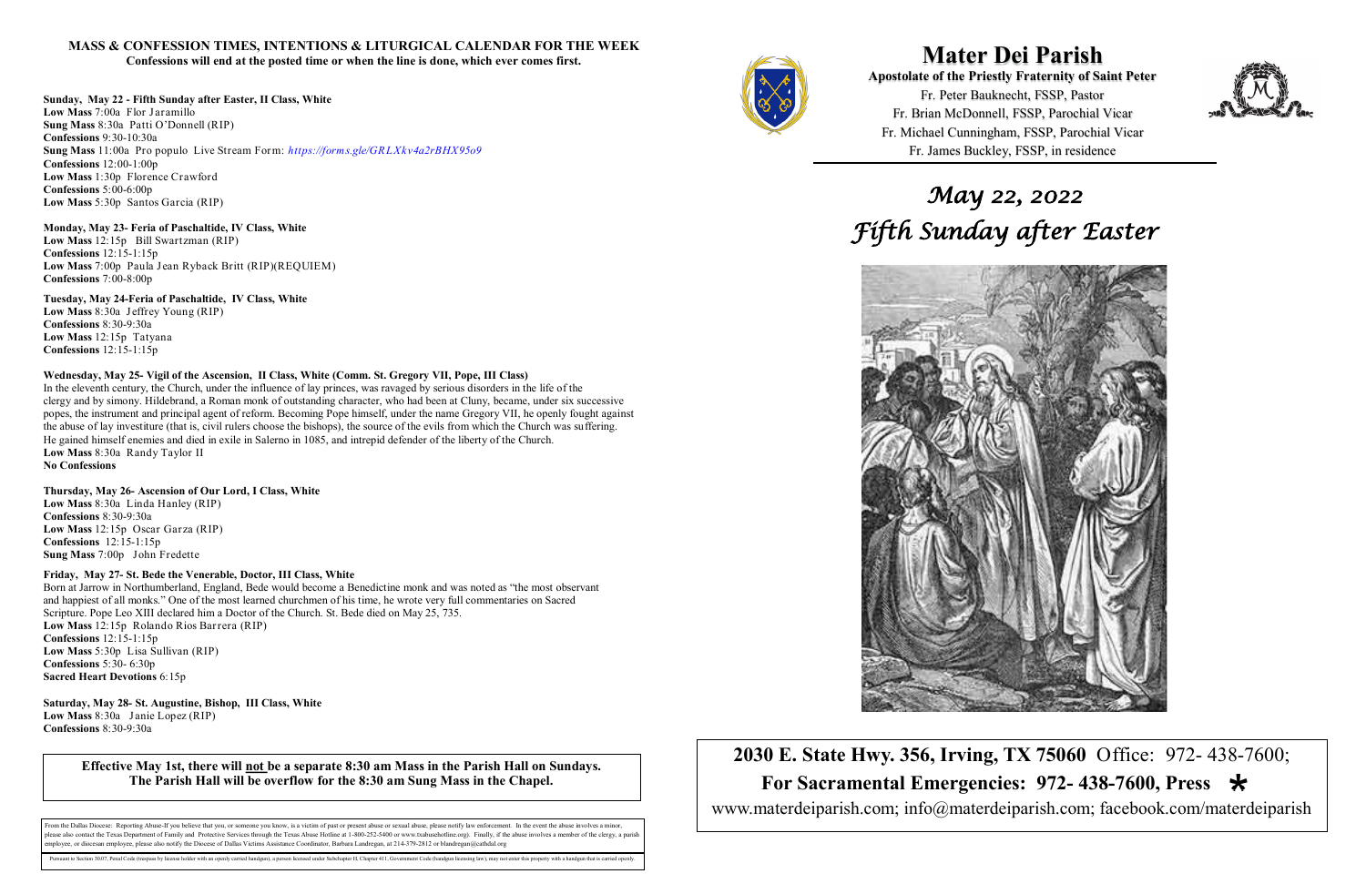## MASS & CONFESSION TIMES, INTENTIONS & LITURGICAL CALENDAR FOR THE WEEK

**Confessions will end at the posted time or when the line is done, which ever comes first.**

**Sunday, May 22 - Fifth Sunday after Easter, II Class, White**
**Low Mass** 7:00a Flor Jaramillo
**Sung Mass** 8:30a Patti O'Donnell (RIP)
**Confessions** 9:30-10:30a
**Sung Mass** 11:00a Pro populo Live Stream Form: *https://forms.gle/GRLXkv4a2rBHX95o9*
**Confessions** 12:00-1:00p
**Low Mass** 1:30p Florence Crawford
**Confessions** 5:00-6:00p
**Low Mass** 5:30p Santos Garcia (RIP)

**Monday, May 23- Feria of Paschaltide, IV Class, White**
**Low Mass** 12:15p Bill Swartzman (RIP)
**Confessions** 12:15-1:15p
**Low Mass** 7:00p Paula Jean Ryback Britt (RIP)(REQUIEM)
**Confessions** 7:00-8:00p

**Tuesday, May 24-Feria of Paschaltide, IV Class, White**
**Low Mass** 8:30a Jeffrey Young (RIP)
**Confessions** 8:30-9:30a
**Low Mass** 12:15p Tatyana
**Confessions** 12:15-1:15p

**Wednesday, May 25- Vigil of the Ascension, II Class, White (Comm. St. Gregory VII, Pope, III Class)**
In the eleventh century, the Church, under the influence of lay princes, was ravaged by serious disorders in the life of the clergy and by simony. Hildebrand, a Roman monk of outstanding character, who had been at Cluny, became, under six successive popes, the instrument and principal agent of reform. Becoming Pope himself, under the name Gregory VII, he openly fought against the abuse of lay investiture (that is, civil rulers choose the bishops), the source of the evils from which the Church was suffering. He gained himself enemies and died in exile in Salerno in 1085, and intrepid defender of the liberty of the Church.
**Low Mass** 8:30a Randy Taylor II
**No Confessions**

**Thursday, May 26- Ascension of Our Lord, I Class, White**
**Low Mass** 8:30a Linda Hanley (RIP)
**Confessions** 8:30-9:30a
**Low Mass** 12:15p Oscar Garza (RIP)
**Confessions** 12:15-1:15p
**Sung Mass** 7:00p John Fredette

**Friday, May 27- St. Bede the Venerable, Doctor, III Class, White**
Born at Jarrow in Northumberland, England, Bede would become a Benedictine monk and was noted as "the most observant and happiest of all monks." One of the most learned churchmen of his time, he wrote very full commentaries on Sacred Scripture. Pope Leo XIII declared him a Doctor of the Church. St. Bede died on May 25, 735.
**Low Mass** 12:15p Rolando Rios Barrera (RIP)
**Confessions** 12:15-1:15p
**Low Mass** 5:30p Lisa Sullivan (RIP)
**Confessions** 5:30- 6:30p
**Sacred Heart Devotions** 6:15p

**Saturday, May 28- St. Augustine, Bishop, III Class, White**
**Low Mass** 8:30a Janie Lopez (RIP)
**Confessions** 8:30-9:30a

**Effective May 1st, there will not be a separate 8:30 am Mass in the Parish Hall on Sundays. The Parish Hall will be overflow for the 8:30 am Sung Mass in the Chapel.**

From the Dallas Diocese: Reporting Abuse-If you believe that you, or someone you know, is a victim of past or present abuse or sexual abuse, please notify law enforcement. In the event the abuse involves a minor, please also contact the Texas Department of Family and Protective Services through the Texas Abuse Hotline at 1-800-252-5400 or www.txabusehotline.org). Finally, if the abuse involves a member of the clergy, a parish employee, or diocesan employee, please also notify the Diocese of Dallas Victims Assistance Coordinator, Barbara Landregan, at 214-379-2812 or blandregan@cathdal.org

Pursuant to Section 30.07, Penal Code (trespass by license holder with an openly carried handgun), a person licensed under Subchapter H, Chapter 411, Government Code (handgun licensing law), may not enter this property with a handgun that is carried openly.

# Mater Dei Parish

**Apostolate of the Priestly Fraternity of Saint Peter**

Fr. Peter Bauknecht, FSSP, Pastor
Fr. Brian McDonnell, FSSP, Parochial Vicar
Fr. Michael Cunningham, FSSP, Parochial Vicar
Fr. James Buckley, FSSP, in residence

## *May 22, 2022*
## *Fifth Sunday after Easter*

**2030 E. State Hwy. 356, Irving, TX 75060** Office: 972- 438-7600;
**For Sacramental Emergencies: 972- 438-7600, Press \***
www.materdeiparish.com; info@materdeiparish.com; facebook.com/materdeiparish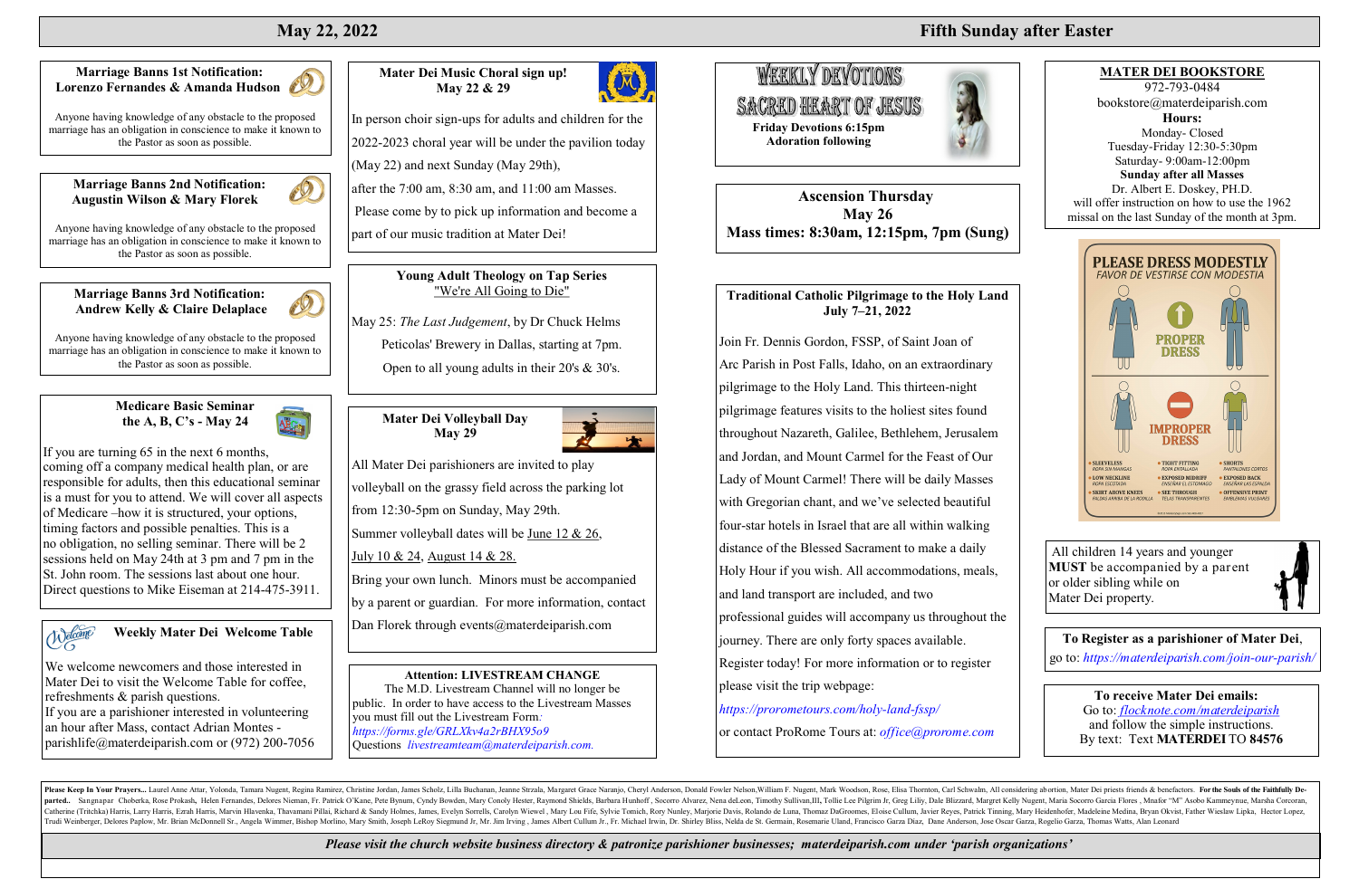**May 22, 2022** **Fifth Sunday after Easter**

### Marriage Banns 1st Notification: Lorenzo Fernandes & Amanda Hudson

Anyone having knowledge of any obstacle to the proposed marriage has an obligation in conscience to make it known to the Pastor as soon as possible.

### Marriage Banns 2nd Notification: Augustin Wilson & Mary Florek

Anyone having knowledge of any obstacle to the proposed marriage has an obligation in conscience to make it known to the Pastor as soon as possible.

### Marriage Banns 3rd Notification: Andrew Kelly & Claire Delaplace

Anyone having knowledge of any obstacle to the proposed marriage has an obligation in conscience to make it known to the Pastor as soon as possible.

### Medicare Basic Seminar the A, B, C's - May 24

If you are turning 65 in the next 6 months, coming off a company medical health plan, or are responsible for adults, then this educational seminar is a must for you to attend. We will cover all aspects of Medicare –how it is structured, your options, timing factors and possible penalties. This is a no obligation, no selling seminar. There will be 2 sessions held on May 24th at 3 pm and 7 pm in the St. John room. The sessions last about one hour. Direct questions to Mike Eiseman at 214-475-3911.

### Weekly Mater Dei Welcome Table

We welcome newcomers and those interested in Mater Dei to visit the Welcome Table for coffee, refreshments & parish questions.
If you are a parishioner interested in volunteering an hour after Mass, contact Adrian Montes - parishlife@materdeiparish.com or (972) 200-7056

### Mater Dei Music Choral sign up! May 22 & 29

In person choir sign-ups for adults and children for the 2022-2023 choral year will be under the pavilion today (May 22) and next Sunday (May 29th), after the 7:00 am, 8:30 am, and 11:00 am Masses. Please come by to pick up information and become a part of our music tradition at Mater Dei!

### Young Adult Theology on Tap Series "We're All Going to Die"

May 25: *The Last Judgement*, by Dr Chuck Helms
Peticolas' Brewery in Dallas, starting at 7pm.
Open to all young adults in their 20's & 30's.

### Mater Dei Volleyball Day May 29

All Mater Dei parishioners are invited to play volleyball on the grassy field across the parking lot from 12:30-5pm on Sunday, May 29th.
Summer volleyball dates will be June 12 & 26, July 10 & 24, August 14 & 28.
Bring your own lunch. Minors must be accompanied by a parent or guardian. For more information, contact Dan Florek through events@materdeiparish.com

### Attention: LIVESTREAM CHANGE

The M.D. Livestream Channel will no longer be public. In order to have access to the Livestream Masses you must fill out the Livestream Form: *https://forms.gle/GRLXkv4a2rBHX9o9*
Questions *livestreamteam@materdeiparish.com.*

### WEEKLY DEVOTIONS SACRED HEART OF JESUS

**Friday Devotions 6:15pm**
**Adoration following**

### Ascension Thursday May 26

**Mass times: 8:30am, 12:15pm, 7pm (Sung)**

### Traditional Catholic Pilgrimage to the Holy Land July 7–21, 2022

Join Fr. Dennis Gordon, FSSP, of Saint Joan of Arc Parish in Post Falls, Idaho, on an extraordinary pilgrimage to the Holy Land. This thirteen-night pilgrimage features visits to the holiest sites found throughout Nazareth, Galilee, Bethlehem, Jerusalem and Jordan, and Mount Carmel for the Feast of Our Lady of Mount Carmel! There will be daily Masses with Gregorian chant, and we've selected beautiful four-star hotels in Israel that are all within walking distance of the Blessed Sacrament to make a daily Holy Hour if you wish. All accommodations, meals, and land transport are included, and two professional guides will accompany us throughout the journey. There are only forty spaces available. Register today! For more information or to register please visit the trip webpage:

*https://prorometours.com/holy-land-fssp/*

or contact ProRome Tours at: *office@prorome.com*

### MATER DEI BOOKSTORE

972-793-0484
bookstore@materdeiparish.com
**Hours:**
Monday- Closed
Tuesday-Friday 12:30-5:30pm
Saturday- 9:00am-12:00pm
**Sunday after all Masses**
Dr. Albert E. Doskey, PH.D. will offer instruction on how to use the 1962 missal on the last Sunday of the month at 3pm.

PLEASE DRESS MODESTLY
FAVOR DE VESTIRSE CON MODESTIA
PROPER DRESS
IMPROPER DRESS
SLEEVELESS / ROPA SIN MANGAS · TIGHT FITTING / ROPA ENTALLADA · SHORTS / PANTALONES CORTOS · LOW NECKLINE / ROPA ESCOTADA · EXPOSED MIDRIFF / ENSEÑAR EL ESTÓMAGO · EXPOSED BACK / ENSEÑAR LAS ESPALDA · SKIRT ABOVE KNEES / FALDAS ARRIBA DE LA RODILLA · SEE THROUGH / TELAS TRANSPARENTES · OFFENSIVE PRINT / EMBLEMAS VULGARES

All children 14 years and younger **MUST** be accompanied by a parent or older sibling while on Mater Dei property.

**To Register as a parishioner of Mater Dei**, go to: *https://materdeiparish.com/join-our-parish/*

**To receive Mater Dei emails:**
Go to: *flocknote.com/materdeiparish*
and follow the simple instructions.
By text: Text **MATERDEI** TO **84576**

**Please Keep In Your Prayers...** Laurel Anne Attar, Yolonda, Tamara Nugent, Regina Ramirez, Christine Jordan, James Scholz, Lilla Buchanan, Jeanne Strzala, Margaret Grace Naranjo, Cheryl Anderson, Donald Fowler Nelson,William F. Nugent, Mark Woodson, Rose, Elisa Thornton, Carl Schwalm, All considering abortion, Mater Dei priests friends & benefactors. **For the Souls of the Faithfully Departed..** Sangnapar Choberka, Rose Prokash, Helen Fernandes, Delores Nieman, Fr. Patrick O'Kane, Pete Bynum, Cyndy Bowden, Mary Conoly Hester, Raymond Shields, Barbara Hunhoff, Socorro Alvarez, Nena deLeon, Timothy Sullivan,III, Tollie Lee Pilgrim Jr, Greg Liliy, Dale Blizzard, Margret Kelly Nugent, Maria Socorro Garcia Flores , Mnafor "M" Asobo Kammeynue, Marsha Corcoran, Catherine (Tritchka) Harris, Larry Harris, Ezrah Harris, Marvin Hlavenka, Thavamani Pillai, Richard & Sandy Holmes, James, Evelyn Sorrells, Carolyn Wiewel , Mary Lou Fife, Sylvie Tomich, Rory Nunley, Marjorie Davis, Rolando de Luna, Thomaz DaGroomes, Eloise Cullum, Javier Reyes, Patrick Tinning, Mary Heidenhofer, Madeleine Medina, Bryan Okvist, Father Wieslaw Lipka, Hector Lopez, Trudi Weinberger, Delores Paplow, Mr. Brian McDonnell Sr., Angela Wimmer, Bishop Morlino, Mary Smith, Joseph LeRoy Siegmund Jr, Mr. Jim Irving , James Albert Cullum Jr., Fr. Michael Irwin, Dr. Shirley Bliss, Nelda de St. Germain, Rosemarie Uland, Francisco Garza Diaz, Dane Anderson, Jose Oscar Garza, Rogelio Garza, Thomas Watts, Alan Leonard

***Please visit the church website business directory & patronize parishioner businesses; materdeiparish.com under 'parish organizations'***